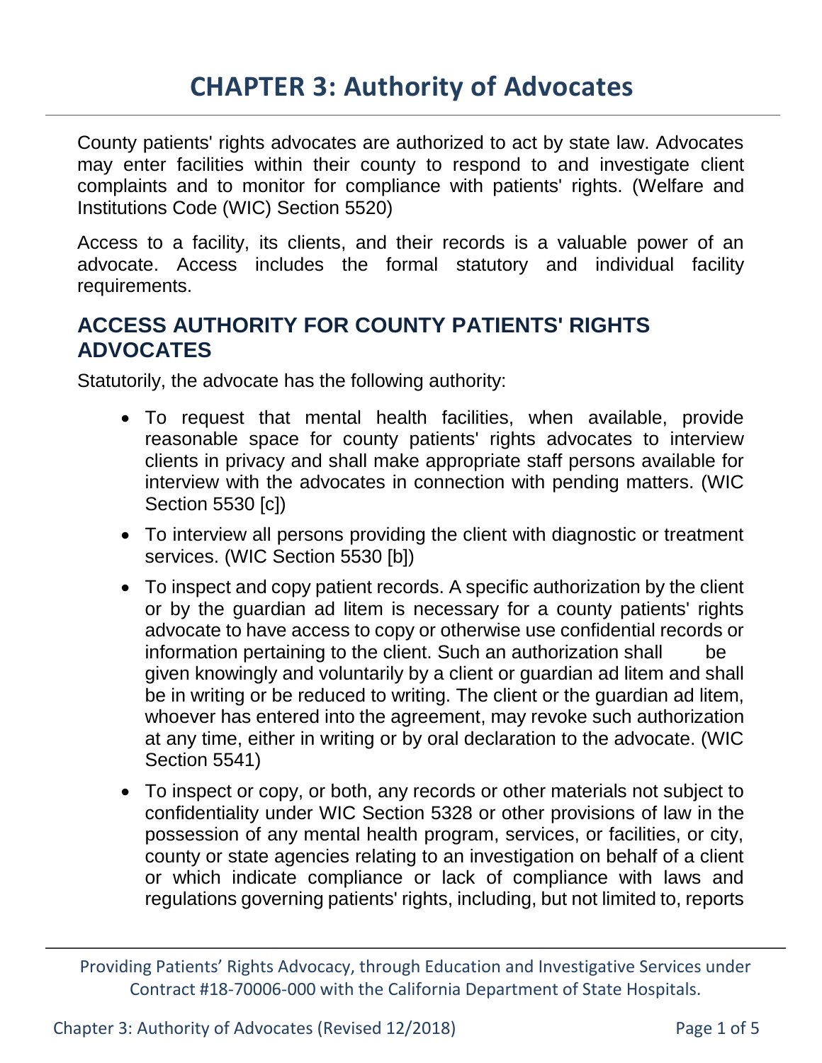# CHAPTER 3: Authority of Advocates

County patients' rights advocates are authorized to act by state law. Advocates may enter facilities within their county to respond to and investigate client complaints and to monitor for compliance with patients' rights. (Welfare and Institutions Code (WIC) Section 5520)

Access to a facility, its clients, and their records is a valuable power of an advocate. Access includes the formal statutory and individual facility requirements.

## ACCESS AUTHORITY FOR COUNTY PATIENTS' RIGHTS ADVOCATES

Statutorily, the advocate has the following authority:

- To request that mental health facilities, when available, provide reasonable space for county patients' rights advocates to interview clients in privacy and shall make appropriate staff persons available for interview with the advocates in connection with pending matters. (WIC Section 5530 [c])
- To interview all persons providing the client with diagnostic or treatment services. (WIC Section 5530 [b])
- To inspect and copy patient records. A specific authorization by the client or by the guardian ad litem is necessary for a county patients' rights advocate to have access to copy or otherwise use confidential records or information pertaining to the client. Such an authorization shall be given knowingly and voluntarily by a client or guardian ad litem and shall be in writing or be reduced to writing. The client or the guardian ad litem, whoever has entered into the agreement, may revoke such authorization at any time, either in writing or by oral declaration to the advocate. (WIC Section 5541)
- To inspect or copy, or both, any records or other materials not subject to confidentiality under WIC Section 5328 or other provisions of law in the possession of any mental health program, services, or facilities, or city, county or state agencies relating to an investigation on behalf of a client or which indicate compliance or lack of compliance with laws and regulations governing patients' rights, including, but not limited to, reports

Providing Patients' Rights Advocacy, through Education and Investigative Services under Contract #18-70006-000 with the California Department of State Hospitals.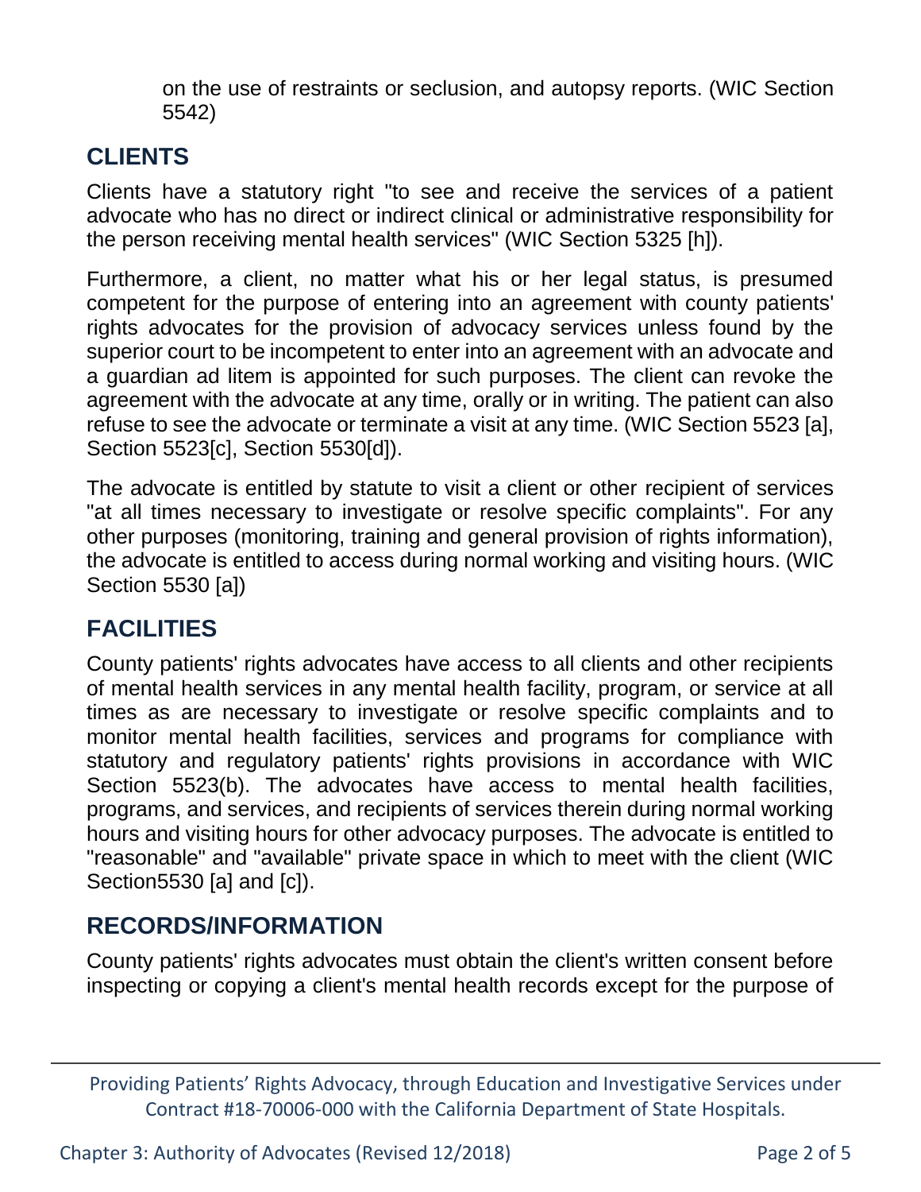on the use of restraints or seclusion, and autopsy reports. (WIC Section 5542)

## CLIENTS

Clients have a statutory right "to see and receive the services of a patient advocate who has no direct or indirect clinical or administrative responsibility for the person receiving mental health services" (WIC Section 5325 [h]).

Furthermore, a client, no matter what his or her legal status, is presumed competent for the purpose of entering into an agreement with county patients' rights advocates for the provision of advocacy services unless found by the superior court to be incompetent to enter into an agreement with an advocate and a guardian ad litem is appointed for such purposes. The client can revoke the agreement with the advocate at any time, orally or in writing. The patient can also refuse to see the advocate or terminate a visit at any time. (WIC Section 5523 [a], Section 5523[c], Section 5530[d]).

The advocate is entitled by statute to visit a client or other recipient of services "at all times necessary to investigate or resolve specific complaints". For any other purposes (monitoring, training and general provision of rights information), the advocate is entitled to access during normal working and visiting hours. (WIC Section 5530 [a])

## FACILITIES

County patients' rights advocates have access to all clients and other recipients of mental health services in any mental health facility, program, or service at all times as are necessary to investigate or resolve specific complaints and to monitor mental health facilities, services and programs for compliance with statutory and regulatory patients' rights provisions in accordance with WIC Section 5523(b). The advocates have access to mental health facilities, programs, and services, and recipients of services therein during normal working hours and visiting hours for other advocacy purposes. The advocate is entitled to "reasonable" and "available" private space in which to meet with the client (WIC Section5530 [a] and [c]).

## RECORDS/INFORMATION

County patients' rights advocates must obtain the client's written consent before inspecting or copying a client's mental health records except for the purpose of

Providing Patients' Rights Advocacy, through Education and Investigative Services under Contract #18-70006-000 with the California Department of State Hospitals.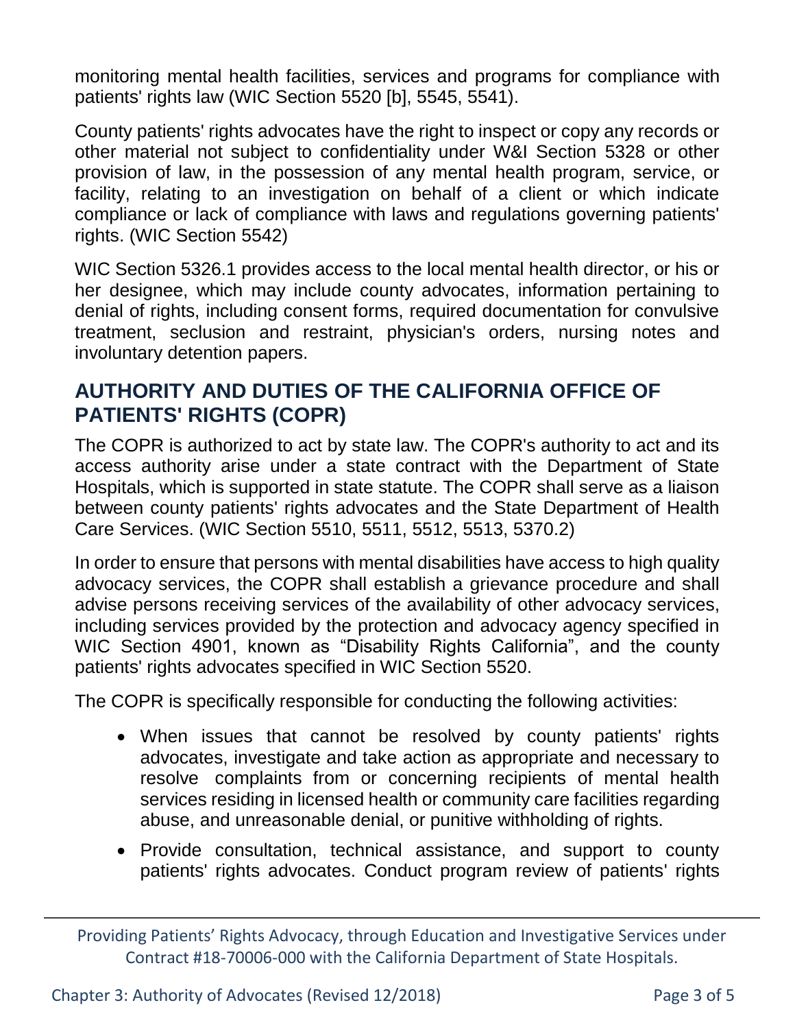monitoring mental health facilities, services and programs for compliance with patients' rights law (WIC Section 5520 [b], 5545, 5541).

County patients' rights advocates have the right to inspect or copy any records or other material not subject to confidentiality under W&I Section 5328 or other provision of law, in the possession of any mental health program, service, or facility, relating to an investigation on behalf of a client or which indicate compliance or lack of compliance with laws and regulations governing patients' rights. (WIC Section 5542)

WIC Section 5326.1 provides access to the local mental health director, or his or her designee, which may include county advocates, information pertaining to denial of rights, including consent forms, required documentation for convulsive treatment, seclusion and restraint, physician's orders, nursing notes and involuntary detention papers.

## AUTHORITY AND DUTIES OF THE CALIFORNIA OFFICE OF PATIENTS' RIGHTS (COPR)

The COPR is authorized to act by state law. The COPR's authority to act and its access authority arise under a state contract with the Department of State Hospitals, which is supported in state statute. The COPR shall serve as a liaison between county patients' rights advocates and the State Department of Health Care Services. (WIC Section 5510, 5511, 5512, 5513, 5370.2)

In order to ensure that persons with mental disabilities have access to high quality advocacy services, the COPR shall establish a grievance procedure and shall advise persons receiving services of the availability of other advocacy services, including services provided by the protection and advocacy agency specified in WIC Section 4901, known as “Disability Rights California”, and the county patients' rights advocates specified in WIC Section 5520.

The COPR is specifically responsible for conducting the following activities:

- When issues that cannot be resolved by county patients' rights advocates, investigate and take action as appropriate and necessary to resolve complaints from or concerning recipients of mental health services residing in licensed health or community care facilities regarding abuse, and unreasonable denial, or punitive withholding of rights.
- Provide consultation, technical assistance, and support to county patients' rights advocates. Conduct program review of patients' rights

Providing Patients' Rights Advocacy, through Education and Investigative Services under Contract #18-70006-000 with the California Department of State Hospitals.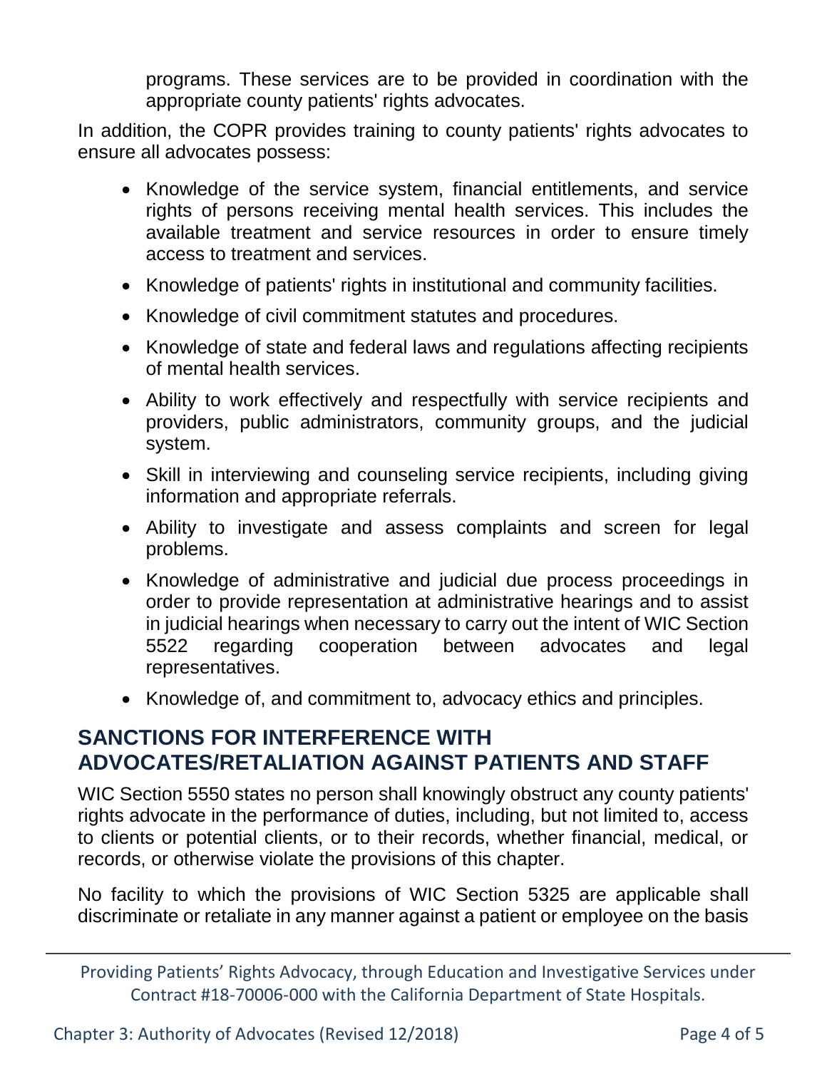programs. These services are to be provided in coordination with the appropriate county patients' rights advocates.

In addition, the COPR provides training to county patients' rights advocates to ensure all advocates possess:

- Knowledge of the service system, financial entitlements, and service rights of persons receiving mental health services. This includes the available treatment and service resources in order to ensure timely access to treatment and services.
- Knowledge of patients' rights in institutional and community facilities.
- Knowledge of civil commitment statutes and procedures.
- Knowledge of state and federal laws and regulations affecting recipients of mental health services.
- Ability to work effectively and respectfully with service recipients and providers, public administrators, community groups, and the judicial system.
- Skill in interviewing and counseling service recipients, including giving information and appropriate referrals.
- Ability to investigate and assess complaints and screen for legal problems.
- Knowledge of administrative and judicial due process proceedings in order to provide representation at administrative hearings and to assist in judicial hearings when necessary to carry out the intent of WIC Section 5522 regarding cooperation between advocates and legal representatives.
- Knowledge of, and commitment to, advocacy ethics and principles.

## SANCTIONS FOR INTERFERENCE WITH ADVOCATES/RETALIATION AGAINST PATIENTS AND STAFF

WIC Section 5550 states no person shall knowingly obstruct any county patients' rights advocate in the performance of duties, including, but not limited to, access to clients or potential clients, or to their records, whether financial, medical, or records, or otherwise violate the provisions of this chapter.

No facility to which the provisions of WIC Section 5325 are applicable shall discriminate or retaliate in any manner against a patient or employee on the basis

Providing Patients' Rights Advocacy, through Education and Investigative Services under Contract #18-70006-000 with the California Department of State Hospitals.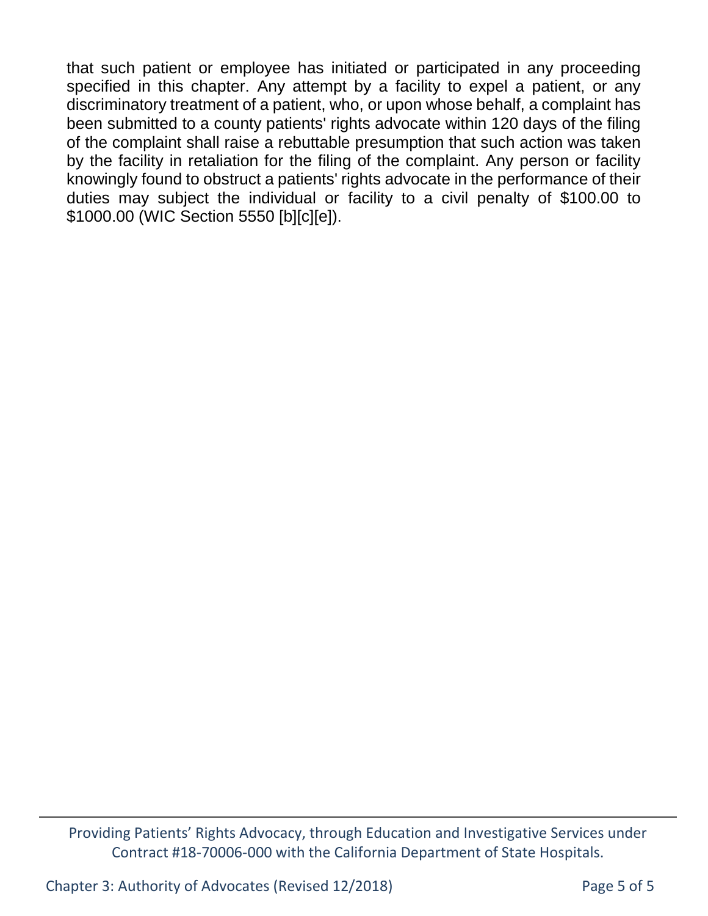that such patient or employee has initiated or participated in any proceeding specified in this chapter. Any attempt by a facility to expel a patient, or any discriminatory treatment of a patient, who, or upon whose behalf, a complaint has been submitted to a county patients' rights advocate within 120 days of the filing of the complaint shall raise a rebuttable presumption that such action was taken by the facility in retaliation for the filing of the complaint. Any person or facility knowingly found to obstruct a patients' rights advocate in the performance of their duties may subject the individual or facility to a civil penalty of $100.00 to $1000.00 (WIC Section 5550 [b][c][e]).